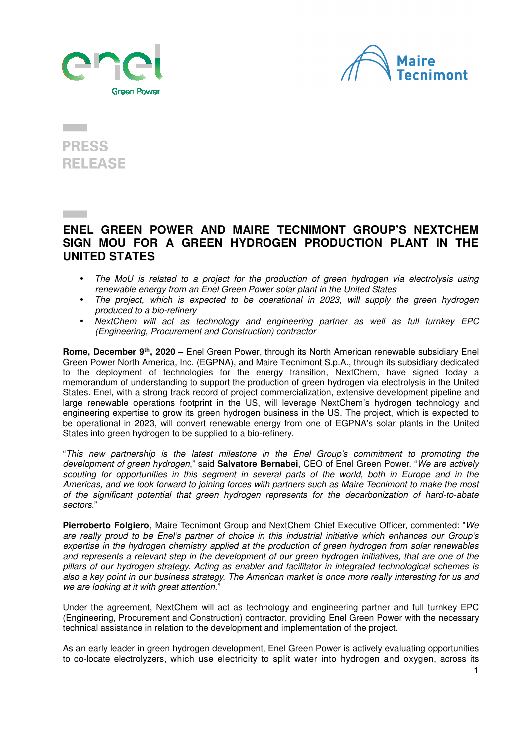PRESS RELEASE

# ENEL GREEN POWER AND MAIRE TECNIMONT GROUP'S NEXTCHEM SIGN MOU FOR A GREEN HYDROGEN PRODUCTION PLANT IN THE UNITED STATES

- *The MoU is related to a project for the production of green hydrogen via electrolysis using renewable energy from an Enel Green Power solar plant in the United States*
- *The project, which is expected to be operational in 2023, will supply the green hydrogen produced to a bio-refinery*
- *NextChem will act as technology and engineering partner as well as full turnkey EPC (Engineering, Procurement and Construction) contractor*

**Rome, December 9th, 2020 –** Enel Green Power, through its North American renewable subsidiary Enel Green Power North America, Inc. (EGPNA), and Maire Tecnimont S.p.A., through its subsidiary dedicated to the deployment of technologies for the energy transition, NextChem, have signed today a memorandum of understanding to support the production of green hydrogen via electrolysis in the United States. Enel, with a strong track record of project commercialization, extensive development pipeline and large renewable operations footprint in the US, will leverage NextChem's hydrogen technology and engineering expertise to grow its green hydrogen business in the US. The project, which is expected to be operational in 2023, will convert renewable energy from one of EGPNA's solar plants in the United States into green hydrogen to be supplied to a bio-refinery.

"*This new partnership is the latest milestone in the Enel Group's commitment to promoting the development of green hydrogen*," said **Salvatore Bernabei**, CEO of Enel Green Power. "*We are actively scouting for opportunities in this segment in several parts of the world, both in Europe and in the Americas, and we look forward to joining forces with partners such as Maire Tecnimont to make the most of the significant potential that green hydrogen represents for the decarbonization of hard-to-abate sectors.*"

**Pierroberto Folgiero**, Maire Tecnimont Group and NextChem Chief Executive Officer, commented: "*We are really proud to be Enel's partner of choice in this industrial initiative which enhances our Group's expertise in the hydrogen chemistry applied at the production of green hydrogen from solar renewables and represents a relevant step in the development of our green hydrogen initiatives, that are one of the pillars of our hydrogen strategy. Acting as enabler and facilitator in integrated technological schemes is also a key point in our business strategy. The American market is once more really interesting for us and we are looking at it with great attention.*"

Under the agreement, NextChem will act as technology and engineering partner and full turnkey EPC (Engineering, Procurement and Construction) contractor, providing Enel Green Power with the necessary technical assistance in relation to the development and implementation of the project.

As an early leader in green hydrogen development, Enel Green Power is actively evaluating opportunities to co-locate electrolyzers, which use electricity to split water into hydrogen and oxygen, across its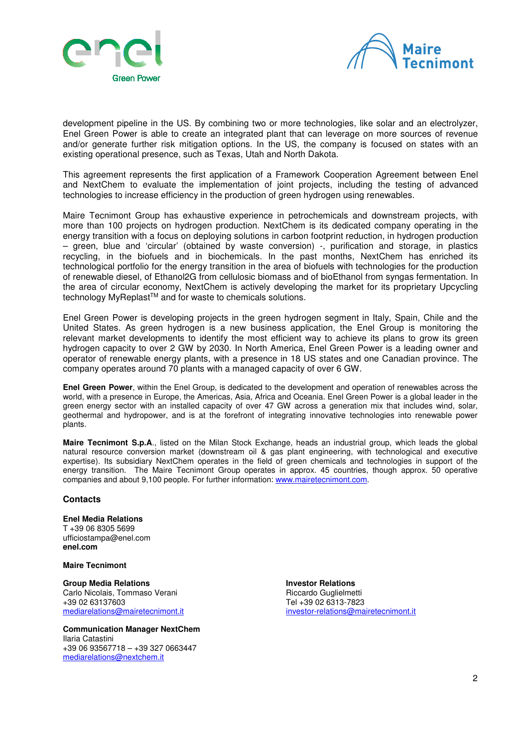development pipeline in the US. By combining two or more technologies, like solar and an electrolyzer, Enel Green Power is able to create an integrated plant that can leverage on more sources of revenue and/or generate further risk mitigation options. In the US, the company is focused on states with an existing operational presence, such as Texas, Utah and North Dakota.

This agreement represents the first application of a Framework Cooperation Agreement between Enel and NextChem to evaluate the implementation of joint projects, including the testing of advanced technologies to increase efficiency in the production of green hydrogen using renewables.

Maire Tecnimont Group has exhaustive experience in petrochemicals and downstream projects, with more than 100 projects on hydrogen production. NextChem is its dedicated company operating in the energy transition with a focus on deploying solutions in carbon footprint reduction, in hydrogen production – green, blue and 'circular' (obtained by waste conversion) -, purification and storage, in plastics recycling, in the biofuels and in biochemicals. In the past months, NextChem has enriched its technological portfolio for the energy transition in the area of biofuels with technologies for the production of renewable diesel, of Ethanol2G from cellulosic biomass and of bioEthanol from syngas fermentation. In the area of circular economy, NextChem is actively developing the market for its proprietary Upcycling technology MyReplast™ and for waste to chemicals solutions.

Enel Green Power is developing projects in the green hydrogen segment in Italy, Spain, Chile and the United States. As green hydrogen is a new business application, the Enel Group is monitoring the relevant market developments to identify the most efficient way to achieve its plans to grow its green hydrogen capacity to over 2 GW by 2030. In North America, Enel Green Power is a leading owner and operator of renewable energy plants, with a presence in 18 US states and one Canadian province. The company operates around 70 plants with a managed capacity of over 6 GW.

**Enel Green Power**, within the Enel Group, is dedicated to the development and operation of renewables across the world, with a presence in Europe, the Americas, Asia, Africa and Oceania. Enel Green Power is a global leader in the green energy sector with an installed capacity of over 47 GW across a generation mix that includes wind, solar, geothermal and hydropower, and is at the forefront of integrating innovative technologies into renewable power plants.

**Maire Tecnimont S.p.A.**, listed on the Milan Stock Exchange, heads an industrial group, which leads the global natural resource conversion market (downstream oil & gas plant engineering, with technological and executive expertise). Its subsidiary NextChem operates in the field of green chemicals and technologies in support of the energy transition. The Maire Tecnimont Group operates in approx. 45 countries, though approx. 50 operative companies and about 9,100 people. For further information: www.mairetecnimont.com.

### Contacts

**Enel Media Relations**
T +39 06 8305 5699
ufficiostampa@enel.com
**enel.com**

**Maire Tecnimont**

**Group Media Relations**
Carlo Nicolais, Tommaso Verani
+39 02 63137603
mediarelations@mairetecnimont.it

**Investor Relations**
Riccardo Guglielmetti
Tel +39 02 6313-7823
investor-relations@mairetecnimont.it

**Communication Manager NextChem**
Ilaria Catastini
+39 06 93567718 – +39 327 0663447
mediarelations@nextchem.it